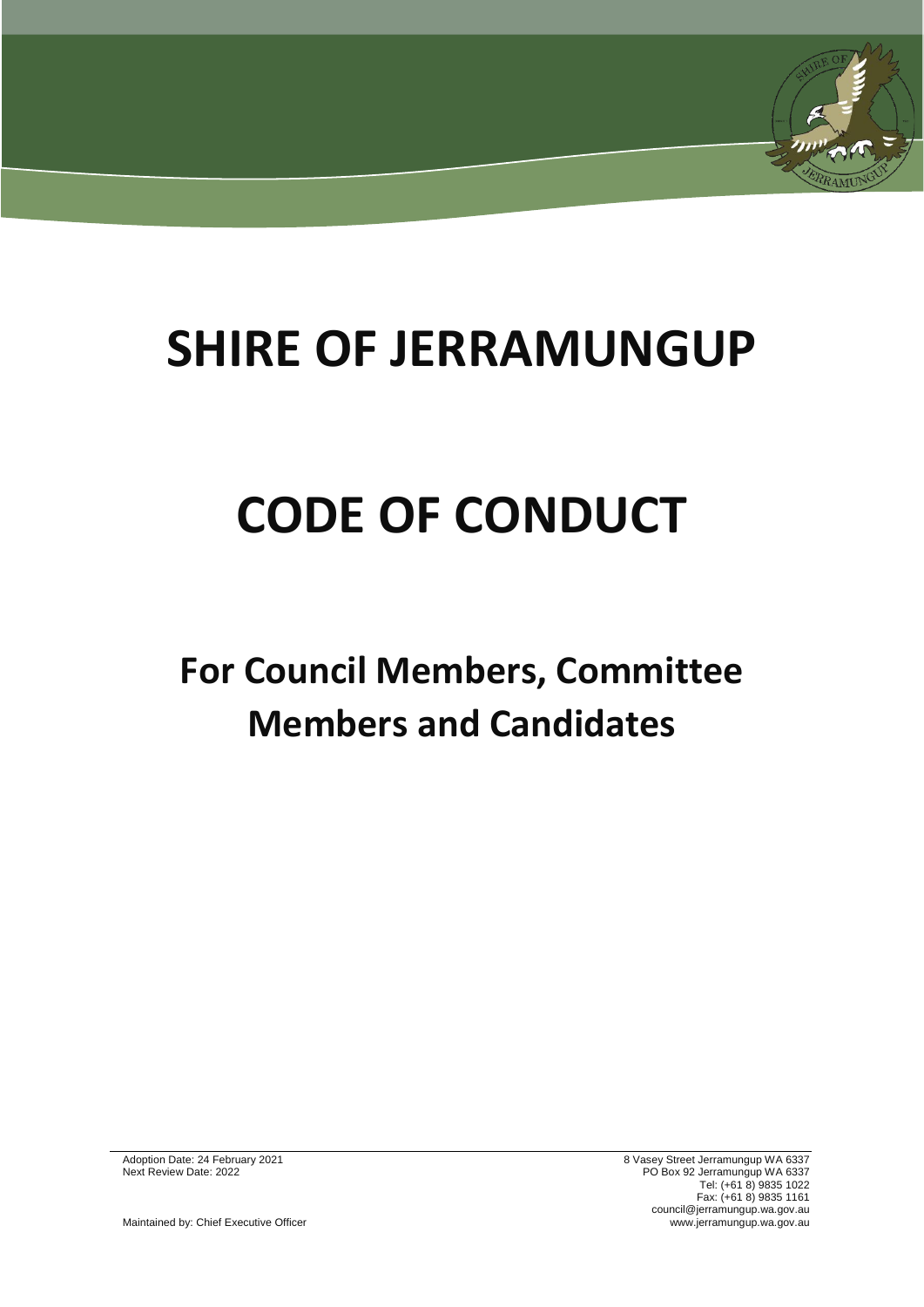# SHIRE OF JERRAMUNGUP

# CODE OF CONDUCT

## For Council Members, Committee Members and Candidates

Adoption Date: 24 February 2021
Next Review Date: 2022

Maintained by: Chief Executive Officer

8 Vasey Street Jerramungup WA 6337
PO Box 92 Jerramungup WA 6337
Tel: (+61 8) 9835 1022
Fax: (+61 8) 9835 1161
council@jerramungup.wa.gov.au
www.jerramungup.wa.gov.au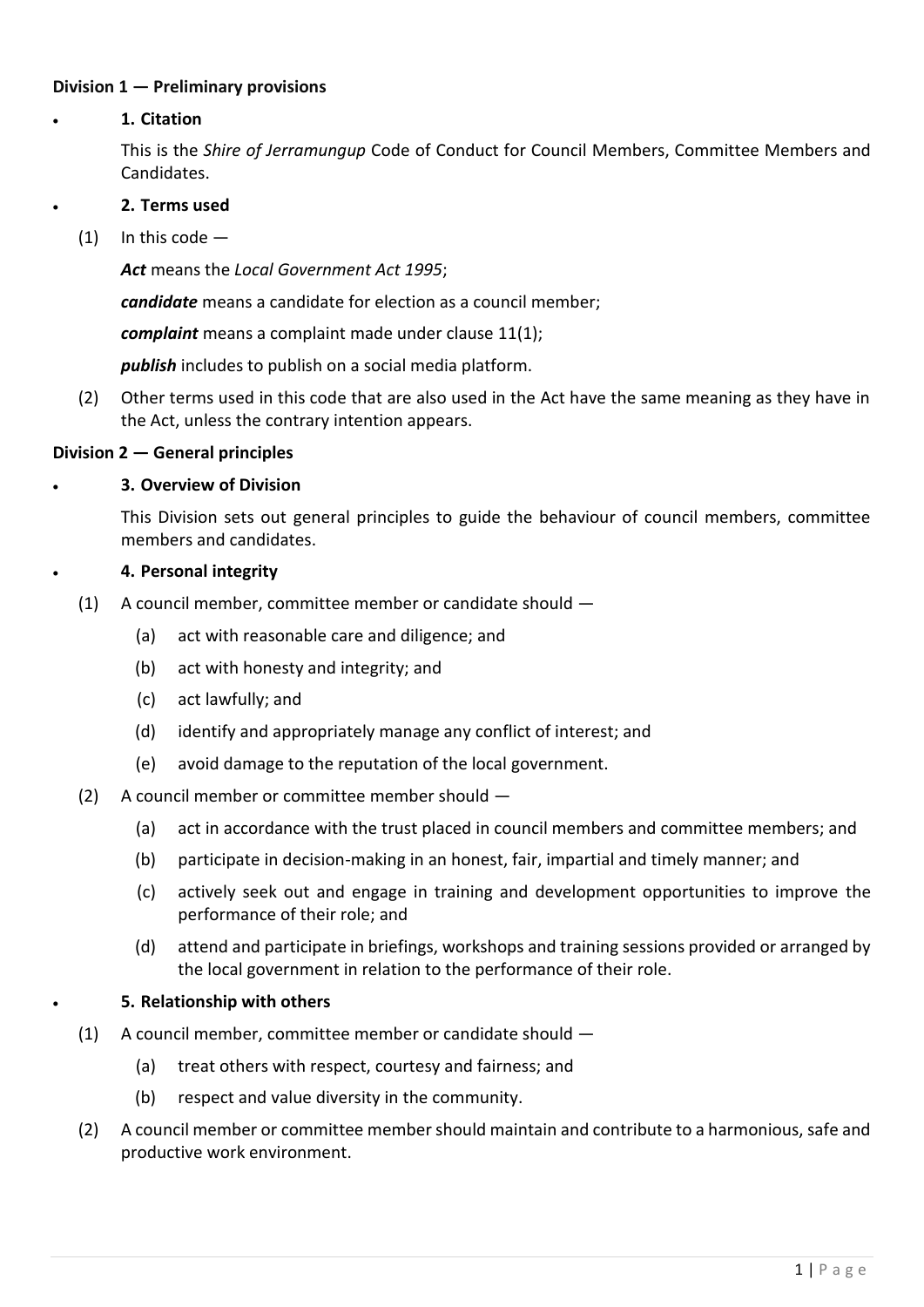**Division 1 — Preliminary provisions**

- **1. Citation**

  This is the *Shire of Jerramungup* Code of Conduct for Council Members, Committee Members and Candidates.

- **2. Terms used**

(1) In this code —

***Act*** means the *Local Government Act 1995*;

***candidate*** means a candidate for election as a council member;

***complaint*** means a complaint made under clause 11(1);

***publish*** includes to publish on a social media platform.

(2) Other terms used in this code that are also used in the Act have the same meaning as they have in the Act, unless the contrary intention appears.

**Division 2 — General principles**

- **3. Overview of Division**

  This Division sets out general principles to guide the behaviour of council members, committee members and candidates.

- **4. Personal integrity**

(1) A council member, committee member or candidate should —

  (a) act with reasonable care and diligence; and

  (b) act with honesty and integrity; and

  (c) act lawfully; and

  (d) identify and appropriately manage any conflict of interest; and

  (e) avoid damage to the reputation of the local government.

(2) A council member or committee member should —

  (a) act in accordance with the trust placed in council members and committee members; and

  (b) participate in decision-making in an honest, fair, impartial and timely manner; and

  (c) actively seek out and engage in training and development opportunities to improve the performance of their role; and

  (d) attend and participate in briefings, workshops and training sessions provided or arranged by the local government in relation to the performance of their role.

- **5. Relationship with others**

(1) A council member, committee member or candidate should —

  (a) treat others with respect, courtesy and fairness; and

  (b) respect and value diversity in the community.

(2) A council member or committee member should maintain and contribute to a harmonious, safe and productive work environment.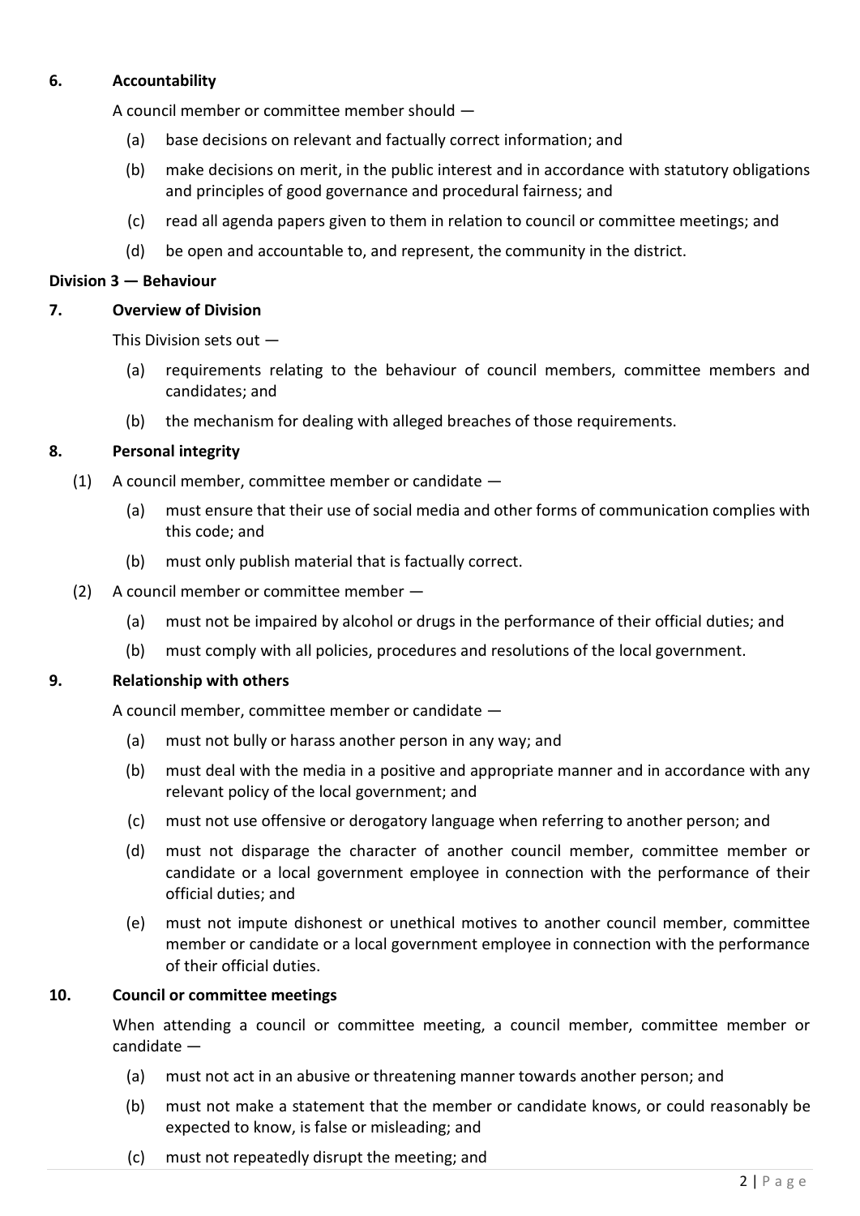### 6. Accountability

A council member or committee member should —

- (a) base decisions on relevant and factually correct information; and
- (b) make decisions on merit, in the public interest and in accordance with statutory obligations and principles of good governance and procedural fairness; and
- (c) read all agenda papers given to them in relation to council or committee meetings; and
- (d) be open and accountable to, and represent, the community in the district.

## Division 3 — Behaviour

### 7. Overview of Division

This Division sets out —

- (a) requirements relating to the behaviour of council members, committee members and candidates; and
- (b) the mechanism for dealing with alleged breaches of those requirements.

### 8. Personal integrity

(1) A council member, committee member or candidate —

- (a) must ensure that their use of social media and other forms of communication complies with this code; and
- (b) must only publish material that is factually correct.

(2) A council member or committee member —

- (a) must not be impaired by alcohol or drugs in the performance of their official duties; and
- (b) must comply with all policies, procedures and resolutions of the local government.

### 9. Relationship with others

A council member, committee member or candidate —

- (a) must not bully or harass another person in any way; and
- (b) must deal with the media in a positive and appropriate manner and in accordance with any relevant policy of the local government; and
- (c) must not use offensive or derogatory language when referring to another person; and
- (d) must not disparage the character of another council member, committee member or candidate or a local government employee in connection with the performance of their official duties; and
- (e) must not impute dishonest or unethical motives to another council member, committee member or candidate or a local government employee in connection with the performance of their official duties.

### 10. Council or committee meetings

When attending a council or committee meeting, a council member, committee member or candidate —

- (a) must not act in an abusive or threatening manner towards another person; and
- (b) must not make a statement that the member or candidate knows, or could reasonably be expected to know, is false or misleading; and
- (c) must not repeatedly disrupt the meeting; and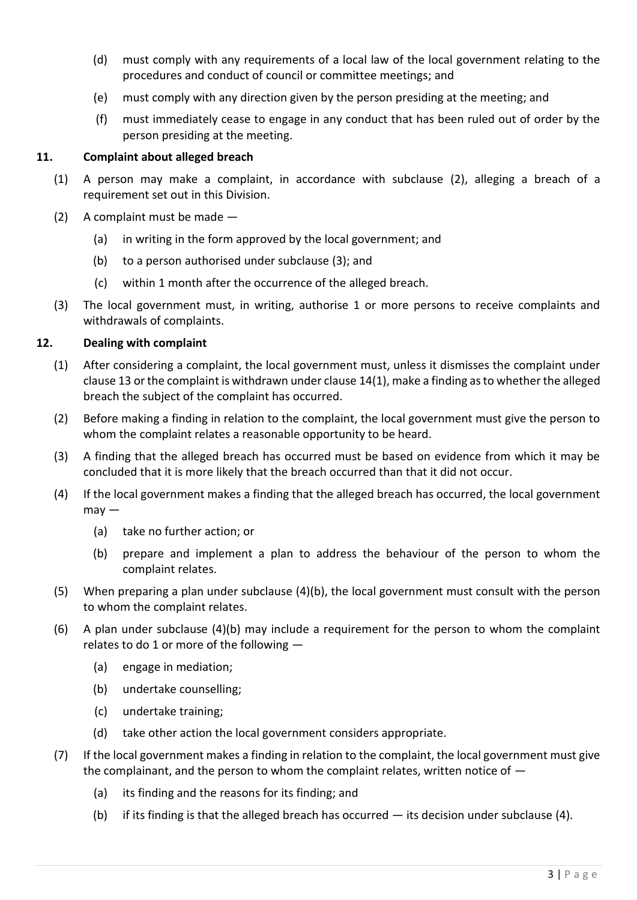(d) must comply with any requirements of a local law of the local government relating to the procedures and conduct of council or committee meetings; and

(e) must comply with any direction given by the person presiding at the meeting; and

(f) must immediately cease to engage in any conduct that has been ruled out of order by the person presiding at the meeting.

**11. Complaint about alleged breach**

(1) A person may make a complaint, in accordance with subclause (2), alleging a breach of a requirement set out in this Division.

(2) A complaint must be made —

(a) in writing in the form approved by the local government; and

(b) to a person authorised under subclause (3); and

(c) within 1 month after the occurrence of the alleged breach.

(3) The local government must, in writing, authorise 1 or more persons to receive complaints and withdrawals of complaints.

**12. Dealing with complaint**

(1) After considering a complaint, the local government must, unless it dismisses the complaint under clause 13 or the complaint is withdrawn under clause 14(1), make a finding as to whether the alleged breach the subject of the complaint has occurred.

(2) Before making a finding in relation to the complaint, the local government must give the person to whom the complaint relates a reasonable opportunity to be heard.

(3) A finding that the alleged breach has occurred must be based on evidence from which it may be concluded that it is more likely that the breach occurred than that it did not occur.

(4) If the local government makes a finding that the alleged breach has occurred, the local government may —

(a) take no further action; or

(b) prepare and implement a plan to address the behaviour of the person to whom the complaint relates.

(5) When preparing a plan under subclause (4)(b), the local government must consult with the person to whom the complaint relates.

(6) A plan under subclause (4)(b) may include a requirement for the person to whom the complaint relates to do 1 or more of the following —

(a) engage in mediation;

(b) undertake counselling;

(c) undertake training;

(d) take other action the local government considers appropriate.

(7) If the local government makes a finding in relation to the complaint, the local government must give the complainant, and the person to whom the complaint relates, written notice of —

(a) its finding and the reasons for its finding; and

(b) if its finding is that the alleged breach has occurred — its decision under subclause (4).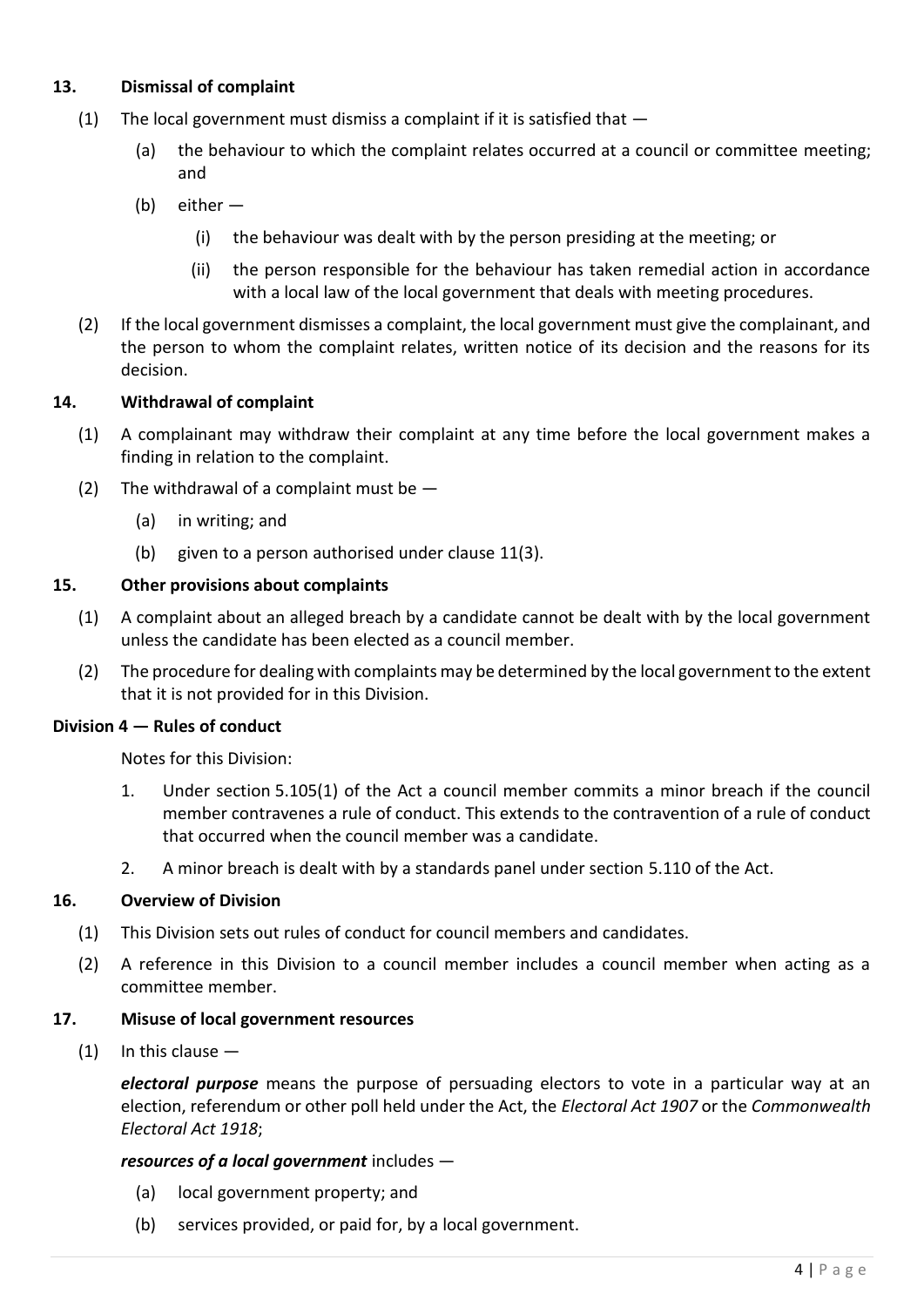### 13. Dismissal of complaint

(1) The local government must dismiss a complaint if it is satisfied that —

   (a) the behaviour to which the complaint relates occurred at a council or committee meeting; and

   (b) either —

      (i) the behaviour was dealt with by the person presiding at the meeting; or

      (ii) the person responsible for the behaviour has taken remedial action in accordance with a local law of the local government that deals with meeting procedures.

(2) If the local government dismisses a complaint, the local government must give the complainant, and the person to whom the complaint relates, written notice of its decision and the reasons for its decision.

### 14. Withdrawal of complaint

(1) A complainant may withdraw their complaint at any time before the local government makes a finding in relation to the complaint.

(2) The withdrawal of a complaint must be —

   (a) in writing; and

   (b) given to a person authorised under clause 11(3).

### 15. Other provisions about complaints

(1) A complaint about an alleged breach by a candidate cannot be dealt with by the local government unless the candidate has been elected as a council member.

(2) The procedure for dealing with complaints may be determined by the local government to the extent that it is not provided for in this Division.

## Division 4 — Rules of conduct

Notes for this Division:

1. Under section 5.105(1) of the Act a council member commits a minor breach if the council member contravenes a rule of conduct. This extends to the contravention of a rule of conduct that occurred when the council member was a candidate.
2. A minor breach is dealt with by a standards panel under section 5.110 of the Act.

### 16. Overview of Division

(1) This Division sets out rules of conduct for council members and candidates.

(2) A reference in this Division to a council member includes a council member when acting as a committee member.

### 17. Misuse of local government resources

(1) In this clause —

***electoral purpose*** means the purpose of persuading electors to vote in a particular way at an election, referendum or other poll held under the Act, the *Electoral Act 1907* or the *Commonwealth Electoral Act 1918*;

***resources of a local government*** includes —

   (a) local government property; and

   (b) services provided, or paid for, by a local government.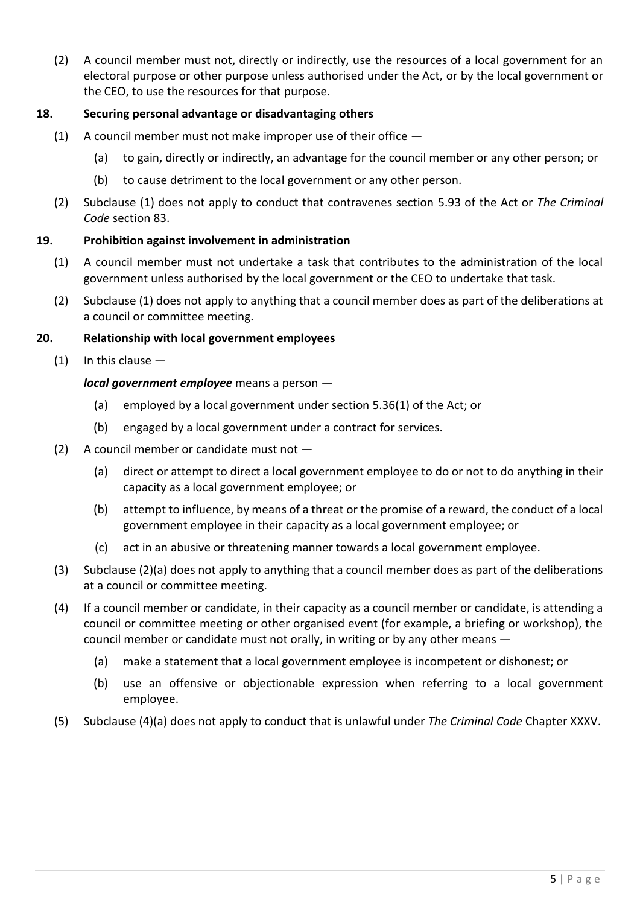(2) A council member must not, directly or indirectly, use the resources of a local government for an electoral purpose or other purpose unless authorised under the Act, or by the local government or the CEO, to use the resources for that purpose.

### 18. Securing personal advantage or disadvantaging others

(1) A council member must not make improper use of their office —

(a) to gain, directly or indirectly, an advantage for the council member or any other person; or

(b) to cause detriment to the local government or any other person.

(2) Subclause (1) does not apply to conduct that contravenes section 5.93 of the Act or *The Criminal Code* section 83.

### 19. Prohibition against involvement in administration

(1) A council member must not undertake a task that contributes to the administration of the local government unless authorised by the local government or the CEO to undertake that task.

(2) Subclause (1) does not apply to anything that a council member does as part of the deliberations at a council or committee meeting.

### 20. Relationship with local government employees

(1) In this clause —

***local government employee*** means a person —

(a) employed by a local government under section 5.36(1) of the Act; or

(b) engaged by a local government under a contract for services.

(2) A council member or candidate must not —

(a) direct or attempt to direct a local government employee to do or not to do anything in their capacity as a local government employee; or

(b) attempt to influence, by means of a threat or the promise of a reward, the conduct of a local government employee in their capacity as a local government employee; or

(c) act in an abusive or threatening manner towards a local government employee.

(3) Subclause (2)(a) does not apply to anything that a council member does as part of the deliberations at a council or committee meeting.

(4) If a council member or candidate, in their capacity as a council member or candidate, is attending a council or committee meeting or other organised event (for example, a briefing or workshop), the council member or candidate must not orally, in writing or by any other means —

(a) make a statement that a local government employee is incompetent or dishonest; or

(b) use an offensive or objectionable expression when referring to a local government employee.

(5) Subclause (4)(a) does not apply to conduct that is unlawful under *The Criminal Code* Chapter XXXV.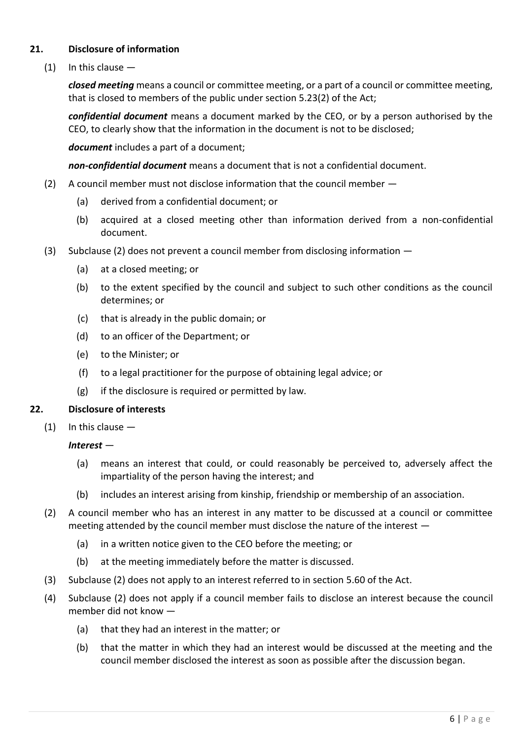## 21. Disclosure of information

(1) In this clause —

***closed meeting*** means a council or committee meeting, or a part of a council or committee meeting, that is closed to members of the public under section 5.23(2) of the Act;

***confidential document*** means a document marked by the CEO, or by a person authorised by the CEO, to clearly show that the information in the document is not to be disclosed;

***document*** includes a part of a document;

***non-confidential document*** means a document that is not a confidential document.

(2) A council member must not disclose information that the council member —

- (a) derived from a confidential document; or
- (b) acquired at a closed meeting other than information derived from a non-confidential document.

(3) Subclause (2) does not prevent a council member from disclosing information —

- (a) at a closed meeting; or
- (b) to the extent specified by the council and subject to such other conditions as the council determines; or
- (c) that is already in the public domain; or
- (d) to an officer of the Department; or
- (e) to the Minister; or
- (f) to a legal practitioner for the purpose of obtaining legal advice; or
- (g) if the disclosure is required or permitted by law.

## 22. Disclosure of interests

(1) In this clause —

***Interest*** —

- (a) means an interest that could, or could reasonably be perceived to, adversely affect the impartiality of the person having the interest; and
- (b) includes an interest arising from kinship, friendship or membership of an association.

(2) A council member who has an interest in any matter to be discussed at a council or committee meeting attended by the council member must disclose the nature of the interest —

- (a) in a written notice given to the CEO before the meeting; or
- (b) at the meeting immediately before the matter is discussed.

(3) Subclause (2) does not apply to an interest referred to in section 5.60 of the Act.

(4) Subclause (2) does not apply if a council member fails to disclose an interest because the council member did not know —

- (a) that they had an interest in the matter; or
- (b) that the matter in which they had an interest would be discussed at the meeting and the council member disclosed the interest as soon as possible after the discussion began.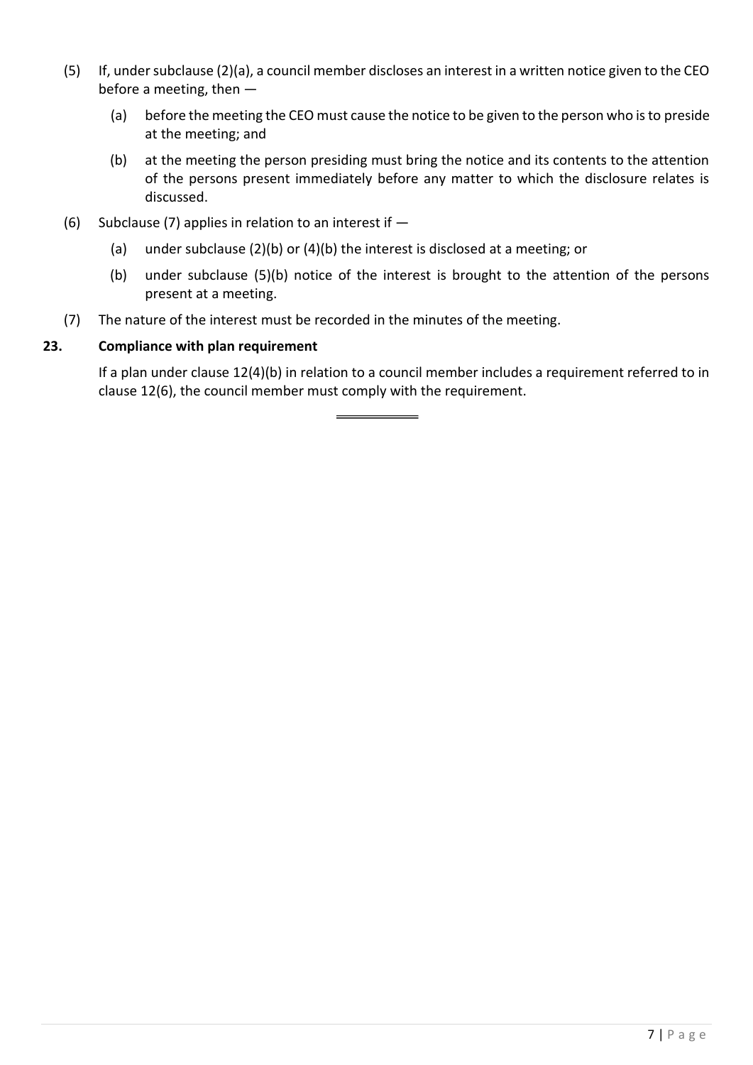(5) If, under subclause (2)(a), a council member discloses an interest in a written notice given to the CEO before a meeting, then —

(a) before the meeting the CEO must cause the notice to be given to the person who is to preside at the meeting; and

(b) at the meeting the person presiding must bring the notice and its contents to the attention of the persons present immediately before any matter to which the disclosure relates is discussed.

(6) Subclause (7) applies in relation to an interest if —

(a) under subclause (2)(b) or (4)(b) the interest is disclosed at a meeting; or

(b) under subclause (5)(b) notice of the interest is brought to the attention of the persons present at a meeting.

(7) The nature of the interest must be recorded in the minutes of the meeting.

**23. Compliance with plan requirement**

If a plan under clause 12(4)(b) in relation to a council member includes a requirement referred to in clause 12(6), the council member must comply with the requirement.